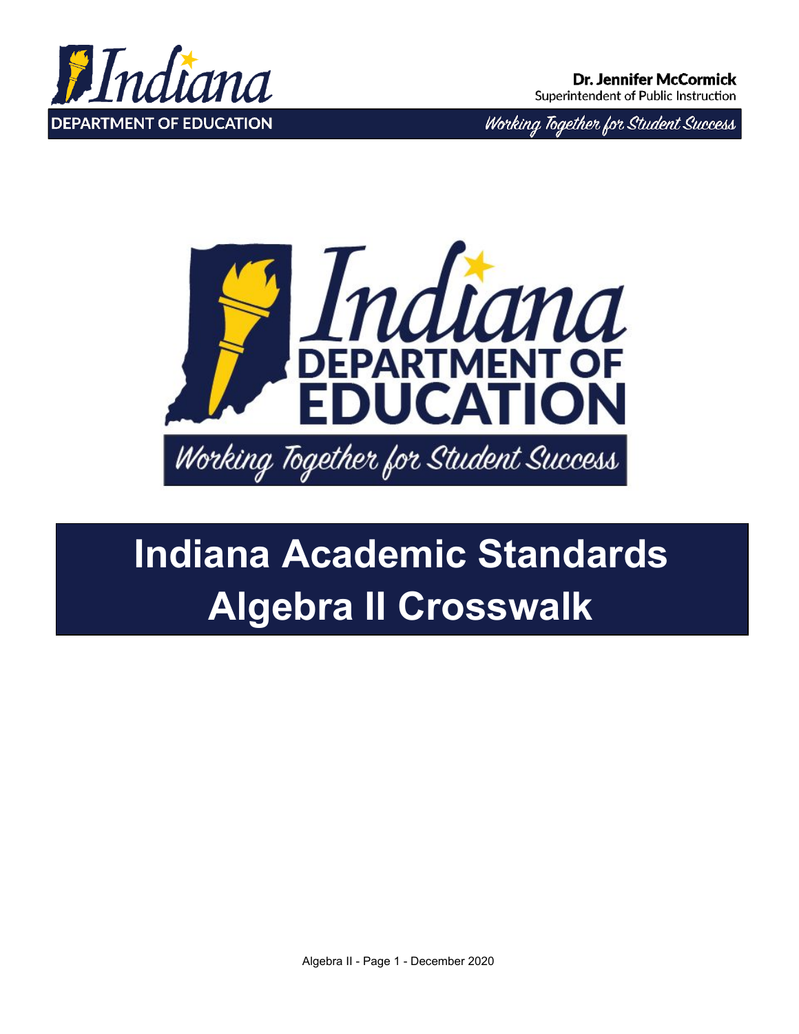Dr. Jennifer McCormick
Superintendent of Public Instruction

# Indiana Academic Standards Algebra II Crosswalk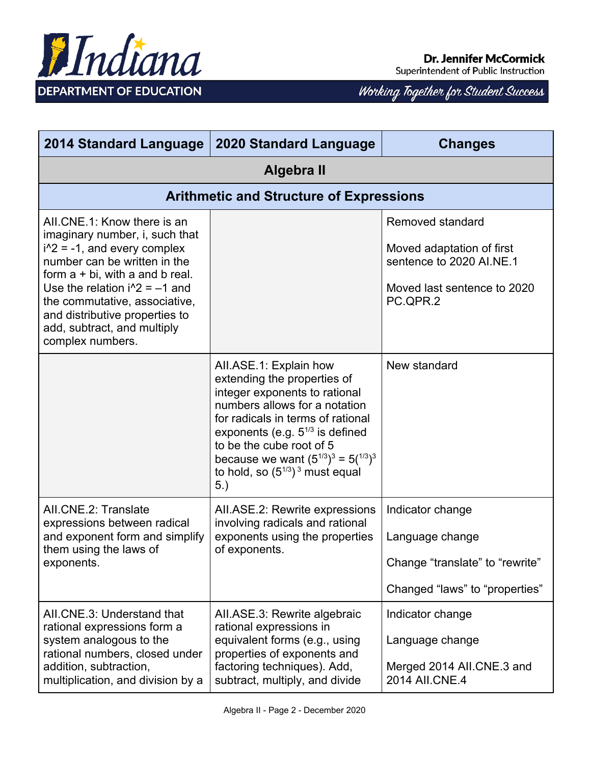| 2014 Standard Language | 2020 Standard Language | Changes |
|---|---|---|
| **Algebra II** | | |
| **Arithmetic and Structure of Expressions** | | |
| AII.CNE.1: Know there is an imaginary number, i, such that i^2 = -1, and every complex number can be written in the form a + bi, with a and b real. Use the relation i^2 = –1 and the commutative, associative, and distributive properties to add, subtract, and multiply complex numbers. | | Removed standard<br><br>Moved adaptation of first sentence to 2020 AI.NE.1<br><br>Moved last sentence to 2020 PC.QPR.2 |
| | AII.ASE.1: Explain how extending the properties of integer exponents to rational numbers allows for a notation for radicals in terms of rational exponents (e.g. $5^{1/3}$ is defined to be the cube root of 5 because we want $(5^{1/3})^3 = 5^{(1/3)3}$ to hold, so $(5^{1/3})^3$ must equal 5.) | New standard |
| AII.CNE.2: Translate expressions between radical and exponent form and simplify them using the laws of exponents. | AII.ASE.2: Rewrite expressions involving radicals and rational exponents using the properties of exponents. | Indicator change<br><br>Language change<br><br>Change “translate” to “rewrite”<br><br>Changed “laws” to “properties” |
| AII.CNE.3: Understand that rational expressions form a system analogous to the rational numbers, closed under addition, subtraction, multiplication, and division by a | AII.ASE.3: Rewrite algebraic rational expressions in equivalent forms (e.g., using properties of exponents and factoring techniques). Add, subtract, multiply, and divide | Indicator change<br><br>Language change<br><br>Merged 2014 AII.CNE.3 and 2014 AII.CNE.4 |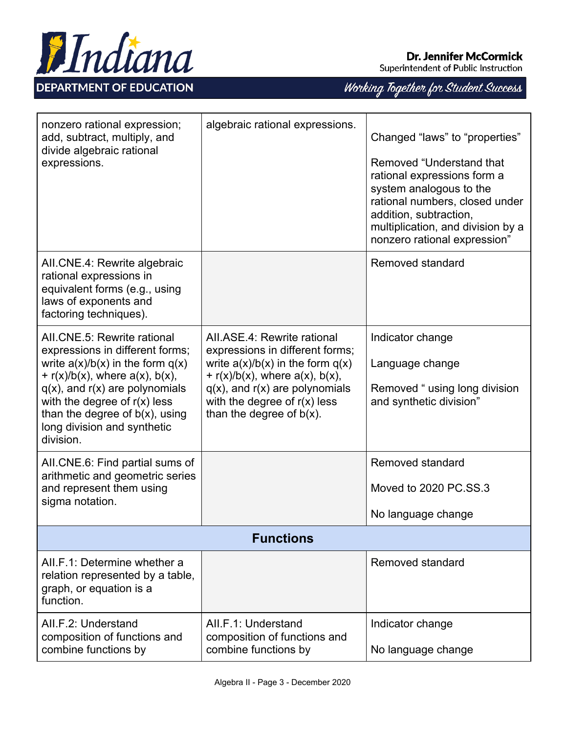| | | |
|---|---|---|
| nonzero rational expression; add, subtract, multiply, and divide algebraic rational expressions. | algebraic rational expressions. | Changed "laws" to "properties"<br><br>Removed "Understand that rational expressions form a system analogous to the rational numbers, closed under addition, subtraction, multiplication, and division by a nonzero rational expression" |
| AII.CNE.4: Rewrite algebraic rational expressions in equivalent forms (e.g., using laws of exponents and factoring techniques). | | Removed standard |
| AII.CNE.5: Rewrite rational expressions in different forms; write $a(x)/b(x)$ in the form $q(x) + r(x)/b(x)$, where $a(x)$, $b(x)$, $q(x)$, and $r(x)$ are polynomials with the degree of $r(x)$ less than the degree of $b(x)$, using long division and synthetic division. | AII.ASE.4: Rewrite rational expressions in different forms; write $a(x)/b(x)$ in the form $q(x) + r(x)/b(x)$, where $a(x)$, $b(x)$, $q(x)$, and $r(x)$ are polynomials with the degree of $r(x)$ less than the degree of $b(x)$. | Indicator change<br><br>Language change<br><br>Removed " using long division and synthetic division" |
| AII.CNE.6: Find partial sums of arithmetic and geometric series and represent them using sigma notation. | | Removed standard<br><br>Moved to 2020 PC.SS.3<br><br>No language change |
| **Functions** | | |
| AII.F.1: Determine whether a relation represented by a table, graph, or equation is a function. | | Removed standard |
| AII.F.2: Understand composition of functions and combine functions by | AII.F.1: Understand composition of functions and combine functions by | Indicator change<br><br>No language change |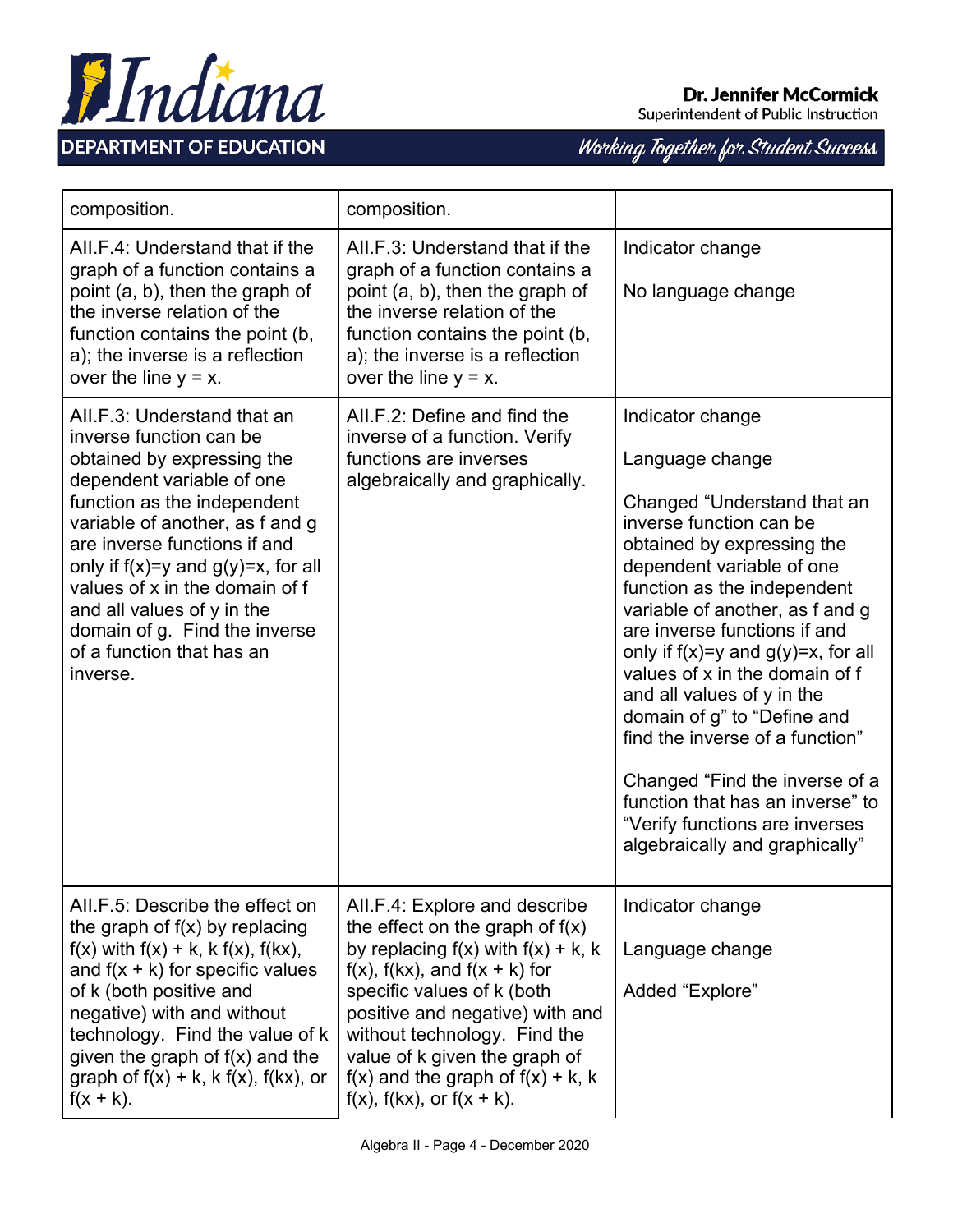| | | |
|---|---|---|
| composition. | composition. | |
| AII.F.4: Understand that if the graph of a function contains a point (a, b), then the graph of the inverse relation of the function contains the point (b, a); the inverse is a reflection over the line $y = x$. | AII.F.3: Understand that if the graph of a function contains a point (a, b), then the graph of the inverse relation of the function contains the point (b, a); the inverse is a reflection over the line $y = x$. | Indicator change<br><br>No language change |
| AII.F.3: Understand that an inverse function can be obtained by expressing the dependent variable of one function as the independent variable of another, as f and g are inverse functions if and only if $f(x)=y$ and $g(y)=x$, for all values of x in the domain of f and all values of y in the domain of g. Find the inverse of a function that has an inverse. | AII.F.2: Define and find the inverse of a function. Verify functions are inverses algebraically and graphically. | Indicator change<br><br>Language change<br><br>Changed “Understand that an inverse function can be obtained by expressing the dependent variable of one function as the independent variable of another, as f and g are inverse functions if and only if $f(x)=y$ and $g(y)=x$, for all values of x in the domain of f and all values of y in the domain of g” to “Define and find the inverse of a function”<br><br>Changed “Find the inverse of a function that has an inverse” to “Verify functions are inverses algebraically and graphically” |
| AII.F.5: Describe the effect on the graph of $f(x)$ by replacing $f(x)$ with $f(x) + k$, $k\,f(x)$, $f(kx)$, and $f(x + k)$ for specific values of k (both positive and negative) with and without technology. Find the value of k given the graph of $f(x)$ and the graph of $f(x) + k$, $k\,f(x)$, $f(kx)$, or $f(x + k)$. | AII.F.4: Explore and describe the effect on the graph of $f(x)$ by replacing $f(x)$ with $f(x) + k$, $k\,f(x)$, $f(kx)$, and $f(x + k)$ for specific values of k (both positive and negative) with and without technology. Find the value of k given the graph of $f(x)$ and the graph of $f(x) + k$, $k\,f(x)$, $f(kx)$, or $f(x + k)$. | Indicator change<br><br>Language change<br><br>Added “Explore” |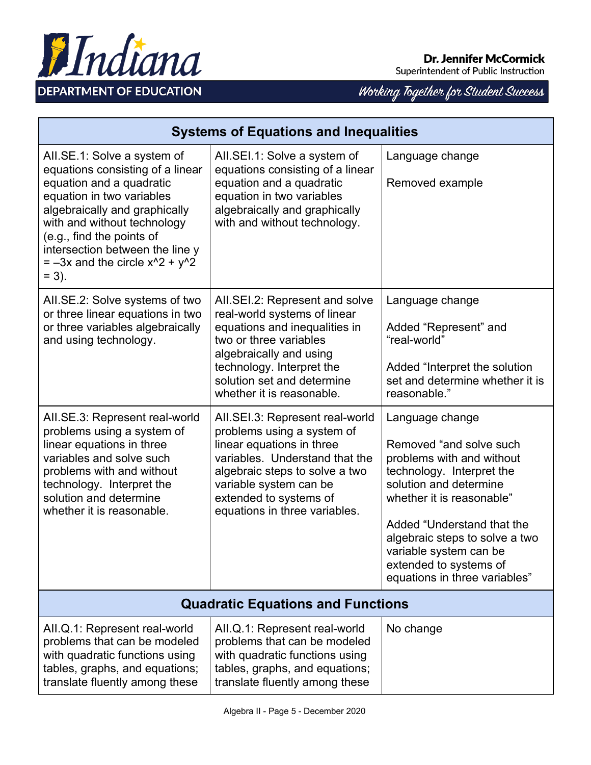| Systems of Equations and Inequalities | | |
|---|---|---|
| AII.SE.1: Solve a system of equations consisting of a linear equation and a quadratic equation in two variables algebraically and graphically with and without technology (e.g., find the points of intersection between the line $y = -3x$ and the circle $x^2 + y^2 = 3$). | AII.SEI.1: Solve a system of equations consisting of a linear equation and a quadratic equation in two variables algebraically and graphically with and without technology. | Language change<br><br>Removed example |
| AII.SE.2: Solve systems of two or three linear equations in two or three variables algebraically and using technology. | AII.SEI.2: Represent and solve real-world systems of linear equations and inequalities in two or three variables algebraically and using technology. Interpret the solution set and determine whether it is reasonable. | Language change<br><br>Added "Represent" and "real-world"<br><br>Added "Interpret the solution set and determine whether it is reasonable." |
| AII.SE.3: Represent real-world problems using a system of linear equations in three variables and solve such problems with and without technology. Interpret the solution and determine whether it is reasonable. | AII.SEI.3: Represent real-world problems using a system of linear equations in three variables. Understand that the algebraic steps to solve a two variable system can be extended to systems of equations in three variables. | Language change<br><br>Removed "and solve such problems with and without technology. Interpret the solution and determine whether it is reasonable"<br><br>Added "Understand that the algebraic steps to solve a two variable system can be extended to systems of equations in three variables" |
| **Quadratic Equations and Functions** | | |
| AII.Q.1: Represent real-world problems that can be modeled with quadratic functions using tables, graphs, and equations; translate fluently among these | AII.Q.1: Represent real-world problems that can be modeled with quadratic functions using tables, graphs, and equations; translate fluently among these | No change |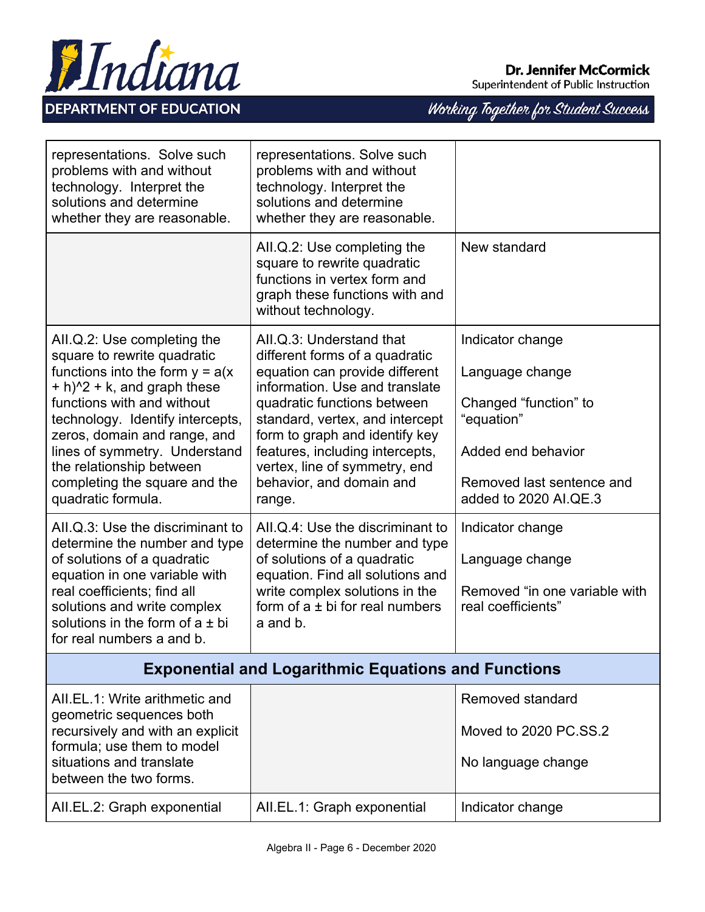| | | |
|---|---|---|
| representations. Solve such problems with and without technology. Interpret the solutions and determine whether they are reasonable. | representations. Solve such problems with and without technology. Interpret the solutions and determine whether they are reasonable. | |
| | AII.Q.2: Use completing the square to rewrite quadratic functions in vertex form and graph these functions with and without technology. | New standard |
| AII.Q.2: Use completing the square to rewrite quadratic functions into the form y = a(x + h)^2 + k, and graph these functions with and without technology. Identify intercepts, zeros, domain and range, and lines of symmetry. Understand the relationship between completing the square and the quadratic formula. | AII.Q.3: Understand that different forms of a quadratic equation can provide different information. Use and translate quadratic functions between standard, vertex, and intercept form to graph and identify key features, including intercepts, vertex, line of symmetry, end behavior, and domain and range. | Indicator change<br><br>Language change<br><br>Changed "function" to "equation"<br><br>Added end behavior<br><br>Removed last sentence and added to 2020 AI.QE.3 |
| AII.Q.3: Use the discriminant to determine the number and type of solutions of a quadratic equation in one variable with real coefficients; find all solutions and write complex solutions in the form of a ± bi for real numbers a and b. | AII.Q.4: Use the discriminant to determine the number and type of solutions of a quadratic equation. Find all solutions and write complex solutions in the form of a ± bi for real numbers a and b. | Indicator change<br><br>Language change<br><br>Removed "in one variable with real coefficients" |
| **Exponential and Logarithmic Equations and Functions** | | |
| AII.EL.1: Write arithmetic and geometric sequences both recursively and with an explicit formula; use them to model situations and translate between the two forms. | | Removed standard<br><br>Moved to 2020 PC.SS.2<br><br>No language change |
| AII.EL.2: Graph exponential | AII.EL.1: Graph exponential | Indicator change |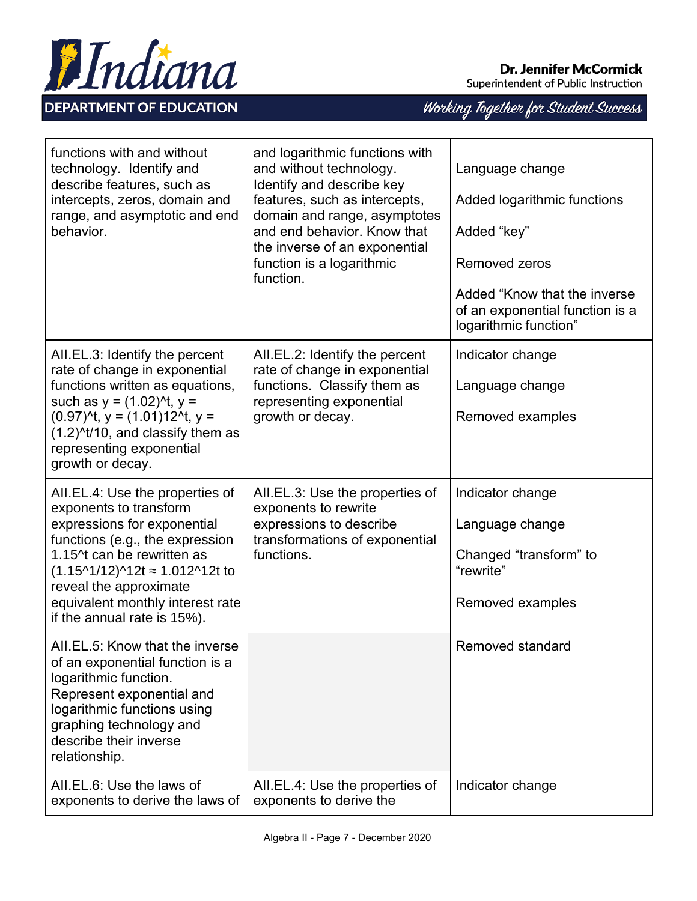| | | |
|---|---|---|
| functions with and without technology. Identify and describe features, such as intercepts, zeros, domain and range, and asymptotic and end behavior. | and logarithmic functions with and without technology. Identify and describe key features, such as intercepts, domain and range, asymptotes and end behavior. Know that the inverse of an exponential function is a logarithmic function. | Language change<br><br>Added logarithmic functions<br><br>Added "key"<br><br>Removed zeros<br><br>Added "Know that the inverse of an exponential function is a logarithmic function" |
| AII.EL.3: Identify the percent rate of change in exponential functions written as equations, such as $y = (1.02)^t$, $y = (0.97)^t$, $y = (1.01)12^t$, $y = (1.2)^{t/10}$, and classify them as representing exponential growth or decay. | AII.EL.2: Identify the percent rate of change in exponential functions. Classify them as representing exponential growth or decay. | Indicator change<br><br>Language change<br><br>Removed examples |
| AII.EL.4: Use the properties of exponents to transform expressions for exponential functions (e.g., the expression $1.15^t$ can be rewritten as $(1.15^{1/12})^{12t} \approx 1.012^{12t}$ to reveal the approximate equivalent monthly interest rate if the annual rate is 15%). | AII.EL.3: Use the properties of exponents to rewrite expressions to describe transformations of exponential functions. | Indicator change<br><br>Language change<br><br>Changed "transform" to "rewrite"<br><br>Removed examples |
| AII.EL.5: Know that the inverse of an exponential function is a logarithmic function. Represent exponential and logarithmic functions using graphing technology and describe their inverse relationship. | | Removed standard |
| AII.EL.6: Use the laws of exponents to derive the laws of | AII.EL.4: Use the properties of exponents to derive the | Indicator change |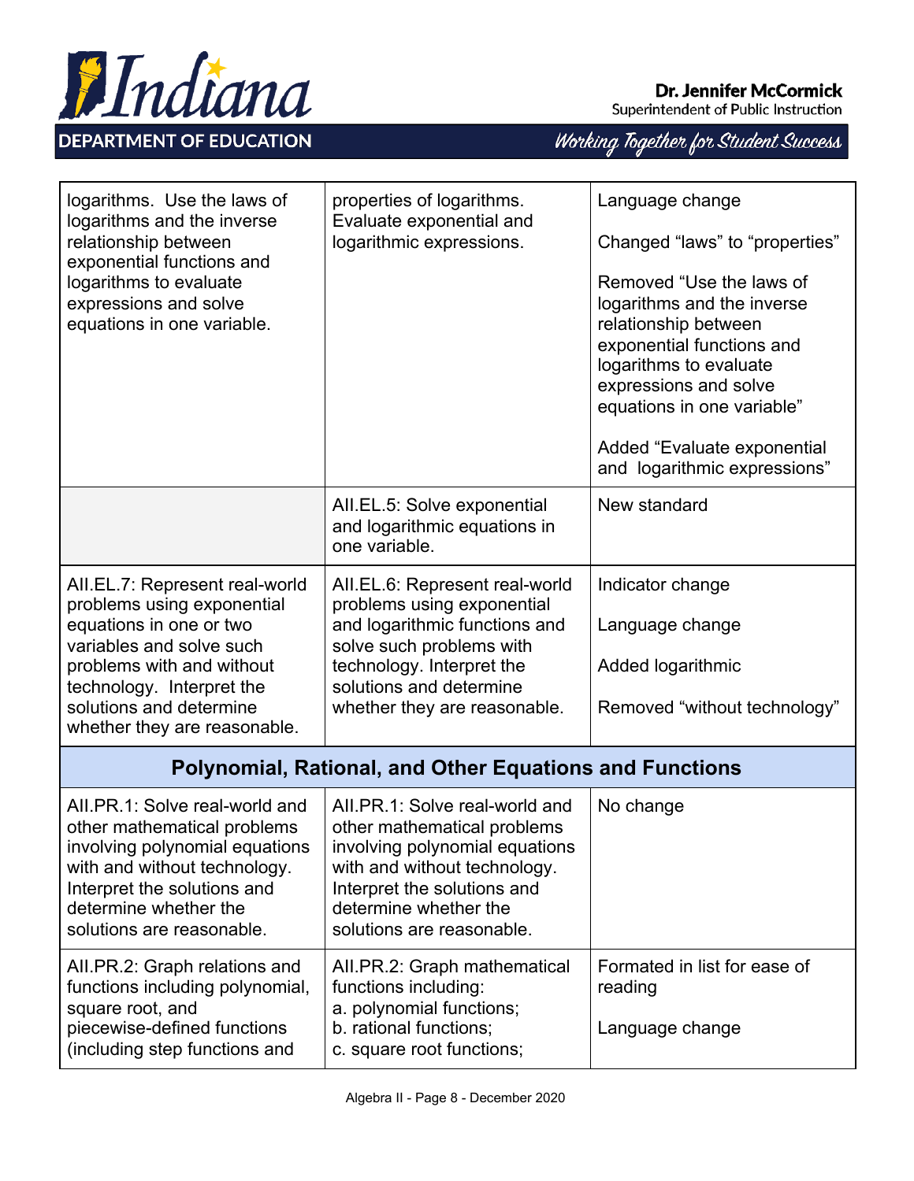| | | |
|---|---|---|
| logarithms. Use the laws of logarithms and the inverse relationship between exponential functions and logarithms to evaluate expressions and solve equations in one variable. | properties of logarithms. Evaluate exponential and logarithmic expressions. | Language change<br><br>Changed “laws” to “properties”<br><br>Removed “Use the laws of logarithms and the inverse relationship between exponential functions and logarithms to evaluate expressions and solve equations in one variable”<br><br>Added “Evaluate exponential and logarithmic expressions” |
| | AII.EL.5: Solve exponential and logarithmic equations in one variable. | New standard |
| AII.EL.7: Represent real-world problems using exponential equations in one or two variables and solve such problems with and without technology. Interpret the solutions and determine whether they are reasonable. | AII.EL.6: Represent real-world problems using exponential and logarithmic functions and solve such problems with technology. Interpret the solutions and determine whether they are reasonable. | Indicator change<br><br>Language change<br><br>Added logarithmic<br><br>Removed “without technology” |
| **Polynomial, Rational, and Other Equations and Functions** | | |
| AII.PR.1: Solve real-world and other mathematical problems involving polynomial equations with and without technology. Interpret the solutions and determine whether the solutions are reasonable. | AII.PR.1: Solve real-world and other mathematical problems involving polynomial equations with and without technology. Interpret the solutions and determine whether the solutions are reasonable. | No change |
| AII.PR.2: Graph relations and functions including polynomial, square root, and piecewise-defined functions (including step functions and | AII.PR.2: Graph mathematical functions including:<br>a. polynomial functions;<br>b. rational functions;<br>c. square root functions; | Formated in list for ease of reading<br><br>Language change |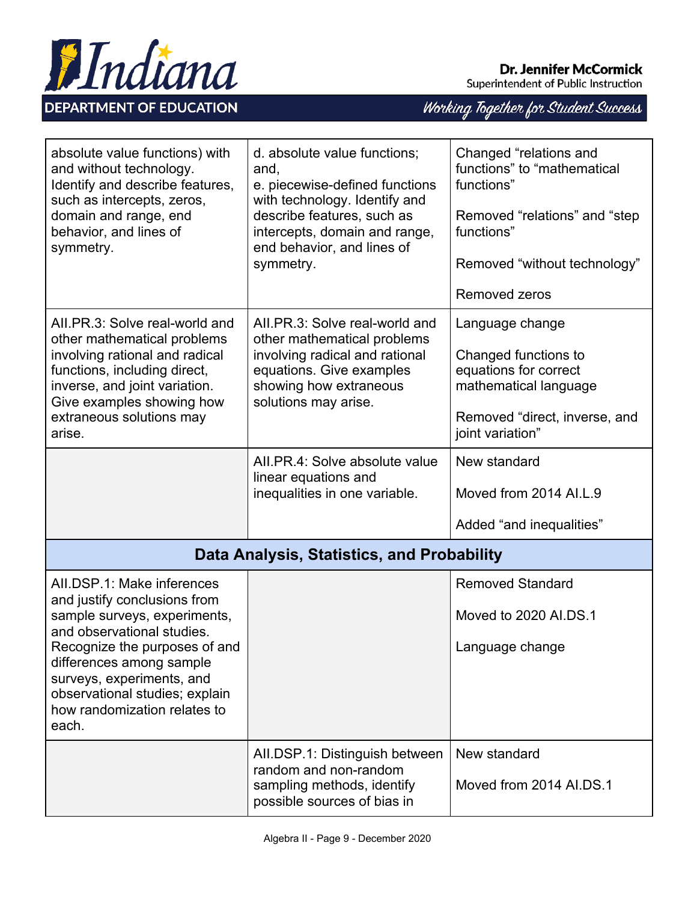| | | |
|---|---|---|
| absolute value functions) with and without technology. Identify and describe features, such as intercepts, zeros, domain and range, end behavior, and lines of symmetry. | d. absolute value functions; and,<br>e. piecewise-defined functions with technology. Identify and describe features, such as intercepts, domain and range, end behavior, and lines of symmetry. | Changed "relations and functions" to "mathematical functions"<br><br>Removed "relations" and "step functions"<br><br>Removed "without technology"<br><br>Removed zeros |
| AII.PR.3: Solve real-world and other mathematical problems involving rational and radical functions, including direct, inverse, and joint variation. Give examples showing how extraneous solutions may arise. | AII.PR.3: Solve real-world and other mathematical problems involving radical and rational equations. Give examples showing how extraneous solutions may arise. | Language change<br><br>Changed functions to equations for correct mathematical language<br><br>Removed "direct, inverse, and joint variation" |
| | AII.PR.4: Solve absolute value linear equations and inequalities in one variable. | New standard<br><br>Moved from 2014 AI.L.9<br><br>Added "and inequalities" |
| **Data Analysis, Statistics, and Probability** | | |
| AII.DSP.1: Make inferences and justify conclusions from sample surveys, experiments, and observational studies. Recognize the purposes of and differences among sample surveys, experiments, and observational studies; explain how randomization relates to each. | | Removed Standard<br><br>Moved to 2020 AI.DS.1<br><br>Language change |
| | AII.DSP.1: Distinguish between random and non-random sampling methods, identify possible sources of bias in | New standard<br><br>Moved from 2014 AI.DS.1 |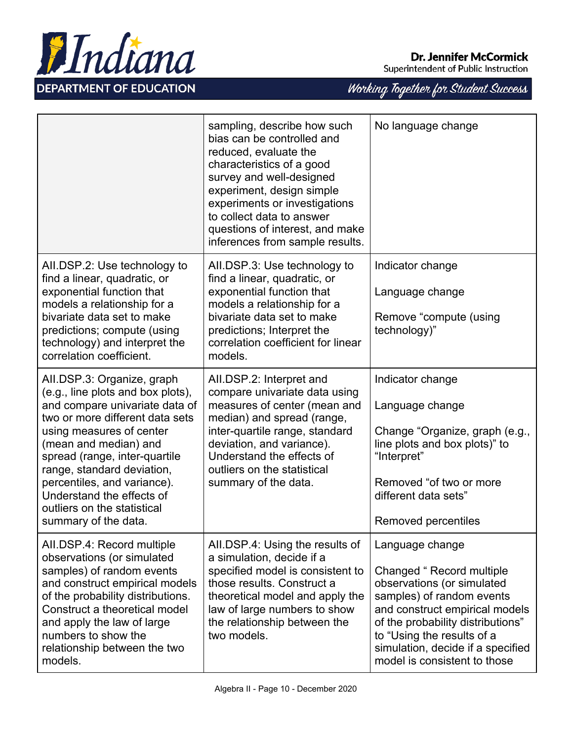| | | |
|---|---|---|
| | sampling, describe how such bias can be controlled and reduced, evaluate the characteristics of a good survey and well-designed experiment, design simple experiments or investigations to collect data to answer questions of interest, and make inferences from sample results. | No language change |
| AII.DSP.2: Use technology to find a linear, quadratic, or exponential function that models a relationship for a bivariate data set to make predictions; compute (using technology) and interpret the correlation coefficient. | AII.DSP.3: Use technology to find a linear, quadratic, or exponential function that models a relationship for a bivariate data set to make predictions; Interpret the correlation coefficient for linear models. | Indicator change<br><br>Language change<br><br>Remove “compute (using technology)” |
| AII.DSP.3: Organize, graph (e.g., line plots and box plots), and compare univariate data of two or more different data sets using measures of center (mean and median) and spread (range, inter-quartile range, standard deviation, percentiles, and variance). Understand the effects of outliers on the statistical summary of the data. | AII.DSP.2: Interpret and compare univariate data using measures of center (mean and median) and spread (range, inter-quartile range, standard deviation, and variance). Understand the effects of outliers on the statistical summary of the data. | Indicator change<br><br>Language change<br><br>Change “Organize, graph (e.g., line plots and box plots)” to “Interpret”<br><br>Removed “of two or more different data sets”<br><br>Removed percentiles |
| AII.DSP.4: Record multiple observations (or simulated samples) of random events and construct empirical models of the probability distributions. Construct a theoretical model and apply the law of large numbers to show the relationship between the two models. | AII.DSP.4: Using the results of a simulation, decide if a specified model is consistent to those results. Construct a theoretical model and apply the law of large numbers to show the relationship between the two models. | Language change<br><br>Changed “ Record multiple observations (or simulated samples) of random events and construct empirical models of the probability distributions” to “Using the results of a simulation, decide if a specified model is consistent to those |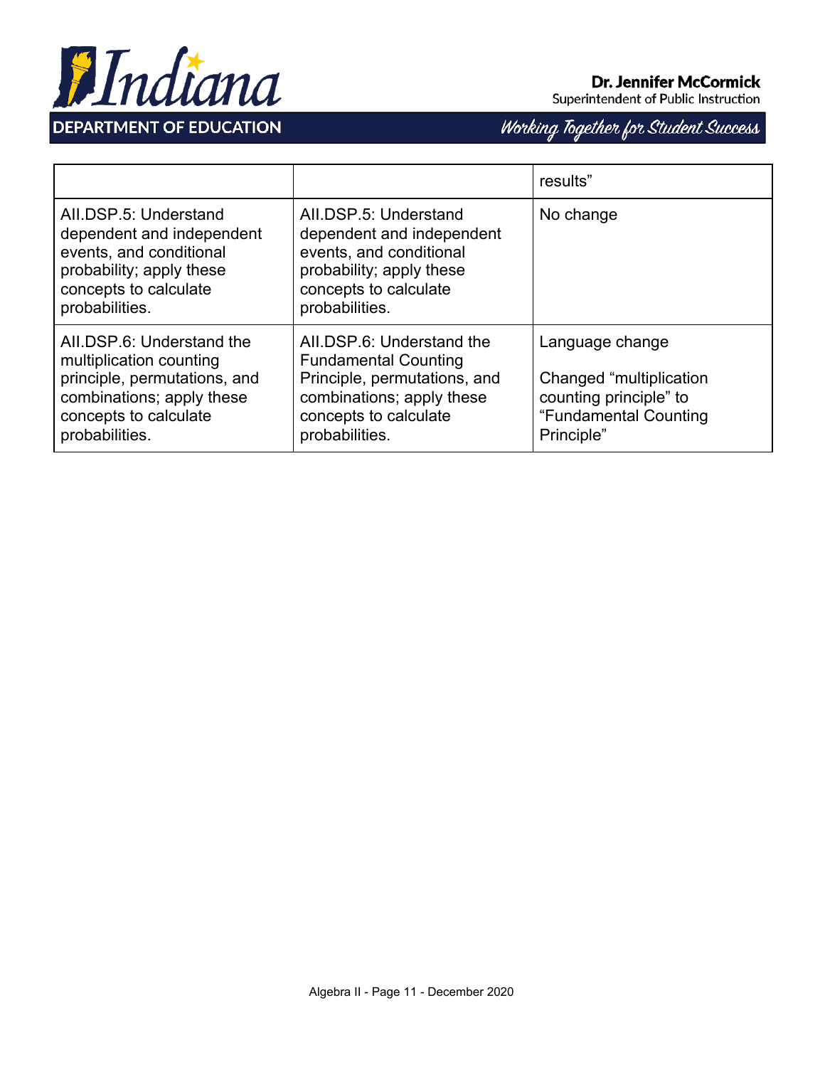| | | |
|---|---|---|
| | | results” |
| AII.DSP.5: Understand dependent and independent events, and conditional probability; apply these concepts to calculate probabilities. | AII.DSP.5: Understand dependent and independent events, and conditional probability; apply these concepts to calculate probabilities. | No change |
| AII.DSP.6: Understand the multiplication counting principle, permutations, and combinations; apply these concepts to calculate probabilities. | AII.DSP.6: Understand the Fundamental Counting Principle, permutations, and combinations; apply these concepts to calculate probabilities. | Language change<br><br>Changed “multiplication counting principle” to “Fundamental Counting Principle” |